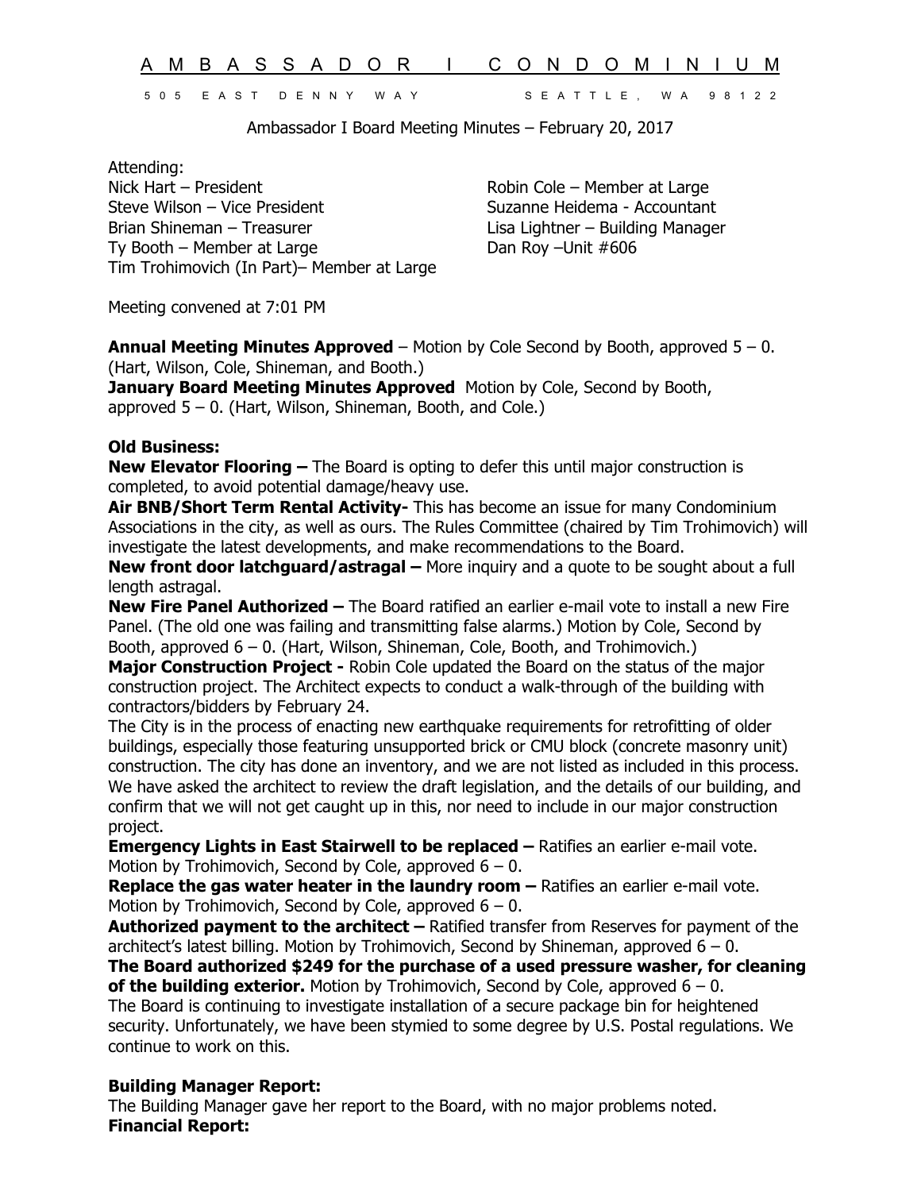# AMBASSADOR I CONDOMINIUM

505 EAST DENNY WAY SEATTLE, WA 98122

Ambassador I Board Meeting Minutes – February 20, 2017

Attending:
Nick Hart – President
Steve Wilson – Vice President
Brian Shineman – Treasurer
Ty Booth – Member at Large
Tim Trohimovich (In Part)– Member at Large
Robin Cole – Member at Large
Suzanne Heidema - Accountant
Lisa Lightner – Building Manager
Dan Roy –Unit #606

Meeting convened at 7:01 PM

**Annual Meeting Minutes Approved** – Motion by Cole Second by Booth, approved 5 – 0. (Hart, Wilson, Cole, Shineman, and Booth.)
**January Board Meeting Minutes Approved** Motion by Cole, Second by Booth, approved 5 – 0. (Hart, Wilson, Shineman, Booth, and Cole.)

**Old Business:**
**New Elevator Flooring –** The Board is opting to defer this until major construction is completed, to avoid potential damage/heavy use.
**Air BNB/Short Term Rental Activity-** This has become an issue for many Condominium Associations in the city, as well as ours. The Rules Committee (chaired by Tim Trohimovich) will investigate the latest developments, and make recommendations to the Board.
**New front door latchguard/astragal –** More inquiry and a quote to be sought about a full length astragal.
**New Fire Panel Authorized –** The Board ratified an earlier e-mail vote to install a new Fire Panel. (The old one was failing and transmitting false alarms.) Motion by Cole, Second by Booth, approved 6 – 0. (Hart, Wilson, Shineman, Cole, Booth, and Trohimovich.)
**Major Construction Project -** Robin Cole updated the Board on the status of the major construction project. The Architect expects to conduct a walk-through of the building with contractors/bidders by February 24.
The City is in the process of enacting new earthquake requirements for retrofitting of older buildings, especially those featuring unsupported brick or CMU block (concrete masonry unit) construction. The city has done an inventory, and we are not listed as included in this process. We have asked the architect to review the draft legislation, and the details of our building, and confirm that we will not get caught up in this, nor need to include in our major construction project.
**Emergency Lights in East Stairwell to be replaced –** Ratifies an earlier e-mail vote. Motion by Trohimovich, Second by Cole, approved 6 – 0.
**Replace the gas water heater in the laundry room –** Ratifies an earlier e-mail vote. Motion by Trohimovich, Second by Cole, approved 6 – 0.
**Authorized payment to the architect –** Ratified transfer from Reserves for payment of the architect's latest billing. Motion by Trohimovich, Second by Shineman, approved 6 – 0.
**The Board authorized $249 for the purchase of a used pressure washer, for cleaning of the building exterior.** Motion by Trohimovich, Second by Cole, approved 6 – 0.
The Board is continuing to investigate installation of a secure package bin for heightened security. Unfortunately, we have been stymied to some degree by U.S. Postal regulations. We continue to work on this.

**Building Manager Report:**
The Building Manager gave her report to the Board, with no major problems noted.
**Financial Report:**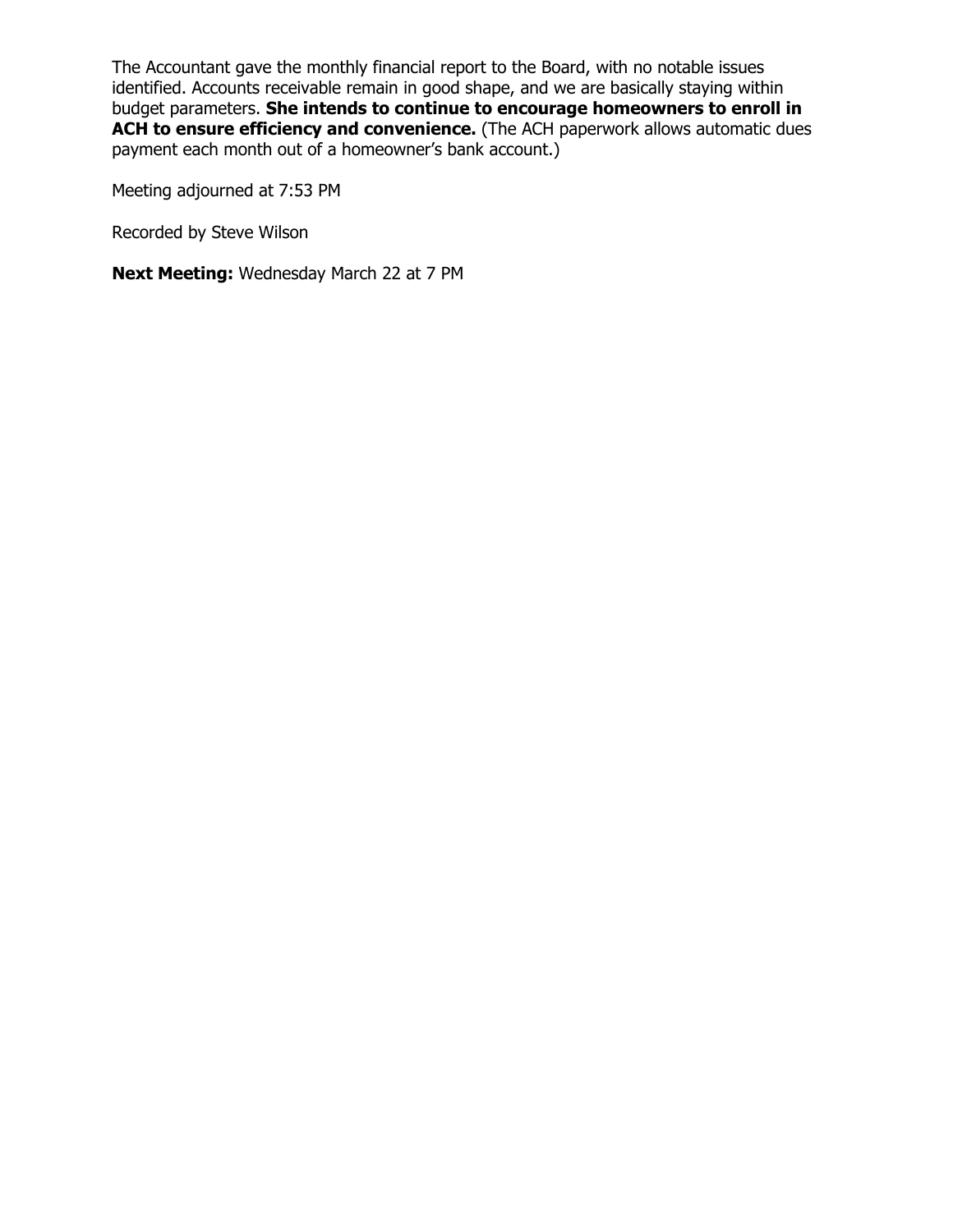The Accountant gave the monthly financial report to the Board, with no notable issues identified. Accounts receivable remain in good shape, and we are basically staying within budget parameters. **She intends to continue to encourage homeowners to enroll in ACH to ensure efficiency and convenience.** (The ACH paperwork allows automatic dues payment each month out of a homeowner's bank account.)

Meeting adjourned at 7:53 PM

Recorded by Steve Wilson

**Next Meeting:** Wednesday March 22 at 7 PM